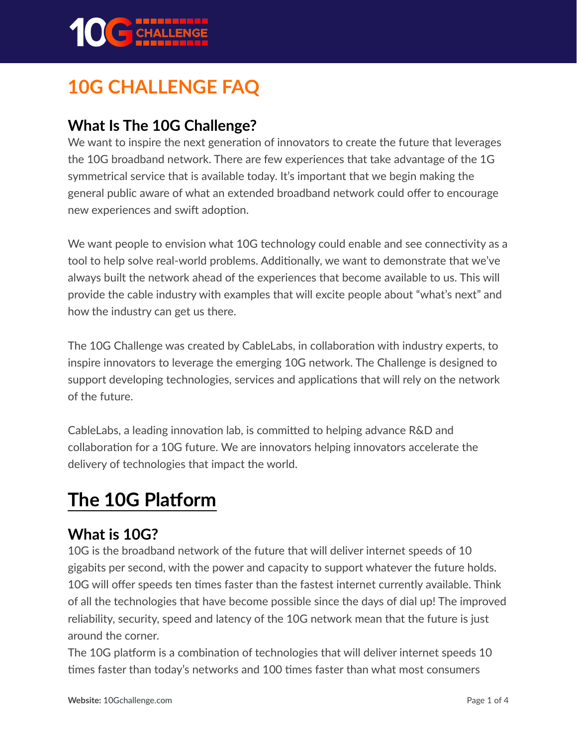# 10G CHALLENGE FAQ

## What Is The 10G Challenge?

We want to inspire the next generation of innovators to create the future that leverages the 10G broadband network. There are few experiences that take advantage of the 1G symmetrical service that is available today. It's important that we begin making the general public aware of what an extended broadband network could offer to encourage new experiences and swift adoption.

We want people to envision what 10G technology could enable and see connectivity as a tool to help solve real-world problems. Additionally, we want to demonstrate that we've always built the network ahead of the experiences that become available to us. This will provide the cable industry with examples that will excite people about "what's next" and how the industry can get us there.

The 10G Challenge was created by CableLabs, in collaboration with industry experts, to inspire innovators to leverage the emerging 10G network. The Challenge is designed to support developing technologies, services and applications that will rely on the network of the future.

CableLabs, a leading innovation lab, is committed to helping advance R&D and collaboration for a 10G future. We are innovators helping innovators accelerate the delivery of technologies that impact the world.

# The 10G Platform

## What is 10G?

10G is the broadband network of the future that will deliver internet speeds of 10 gigabits per second, with the power and capacity to support whatever the future holds. 10G will offer speeds ten times faster than the fastest internet currently available. Think of all the technologies that have become possible since the days of dial up! The improved reliability, security, speed and latency of the 10G network mean that the future is just around the corner.

The 10G platform is a combination of technologies that will deliver internet speeds 10 times faster than today's networks and 100 times faster than what most consumers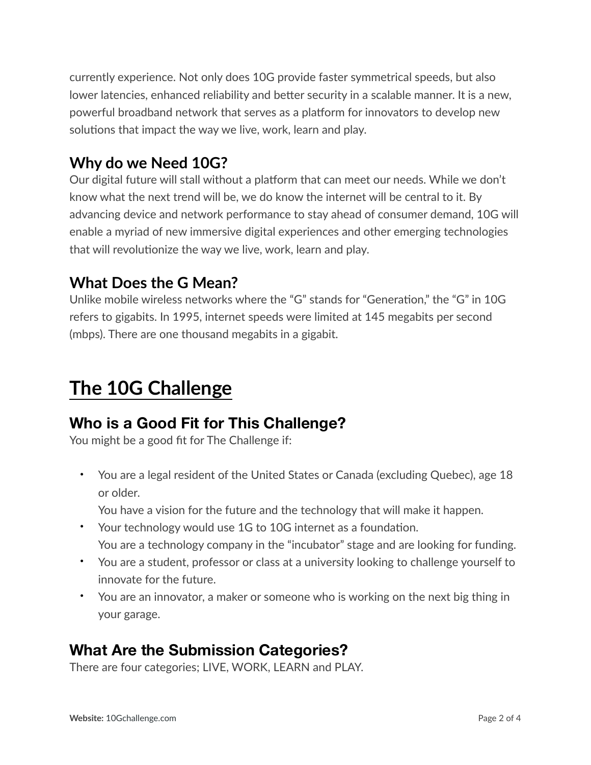currently experience. Not only does 10G provide faster symmetrical speeds, but also lower latencies, enhanced reliability and better security in a scalable manner. It is a new, powerful broadband network that serves as a platform for innovators to develop new solutions that impact the way we live, work, learn and play.

### Why do we Need 10G?

Our digital future will stall without a platform that can meet our needs. While we don't know what the next trend will be, we do know the internet will be central to it. By advancing device and network performance to stay ahead of consumer demand, 10G will enable a myriad of new immersive digital experiences and other emerging technologies that will revolutionize the way we live, work, learn and play.

### What Does the G Mean?

Unlike mobile wireless networks where the "G" stands for "Generation," the "G" in 10G refers to gigabits. In 1995, internet speeds were limited at 145 megabits per second (mbps). There are one thousand megabits in a gigabit.

## The 10G Challenge

### Who is a Good Fit for This Challenge?

You might be a good fit for The Challenge if:

- You are a legal resident of the United States or Canada (excluding Quebec), age 18 or older.
  You have a vision for the future and the technology that will make it happen.
- Your technology would use 1G to 10G internet as a foundation.
  You are a technology company in the "incubator" stage and are looking for funding.
- You are a student, professor or class at a university looking to challenge yourself to innovate for the future.
- You are an innovator, a maker or someone who is working on the next big thing in your garage.

### What Are the Submission Categories?

There are four categories; LIVE, WORK, LEARN and PLAY.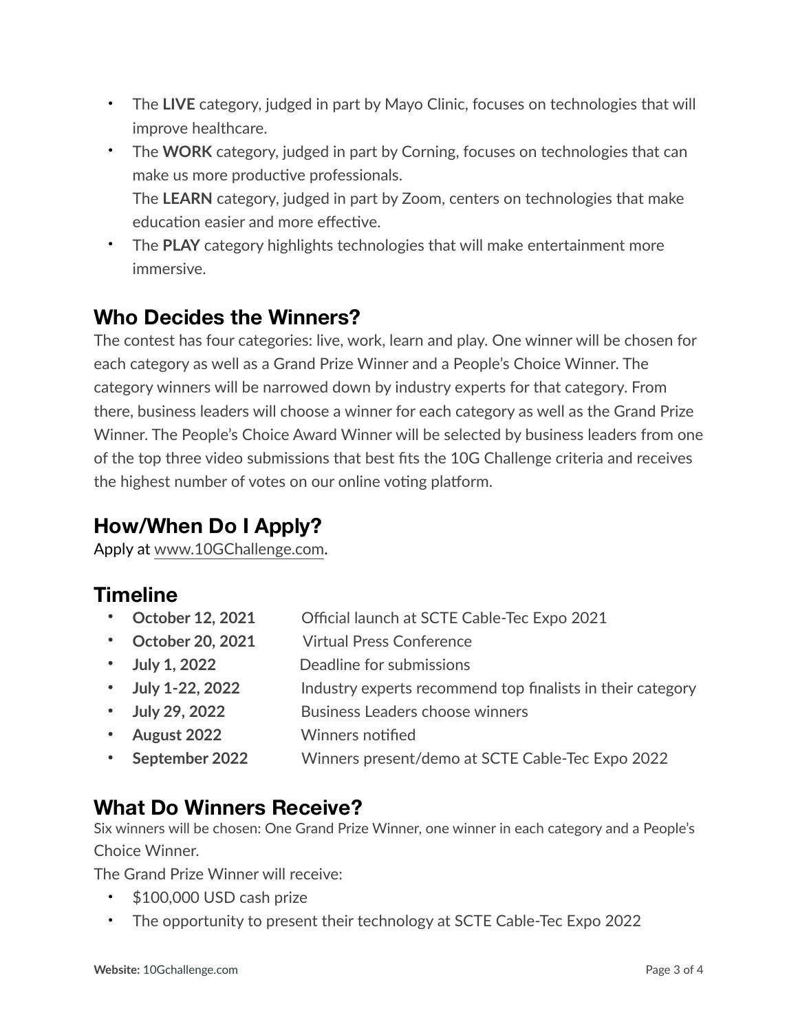- The **LIVE** category, judged in part by Mayo Clinic, focuses on technologies that will improve healthcare.
- The **WORK** category, judged in part by Corning, focuses on technologies that can make us more productive professionals.
  The **LEARN** category, judged in part by Zoom, centers on technologies that make education easier and more effective.
- The **PLAY** category highlights technologies that will make entertainment more immersive.

## Who Decides the Winners?

The contest has four categories: live, work, learn and play. One winner will be chosen for each category as well as a Grand Prize Winner and a People's Choice Winner. The category winners will be narrowed down by industry experts for that category. From there, business leaders will choose a winner for each category as well as the Grand Prize Winner. The People's Choice Award Winner will be selected by business leaders from one of the top three video submissions that best fits the 10G Challenge criteria and receives the highest number of votes on our online voting platform.

## How/When Do I Apply?

Apply at www.10GChallenge.com.

## Timeline

- **October 12, 2021** Official launch at SCTE Cable-Tec Expo 2021
- **October 20, 2021** Virtual Press Conference
- **July 1, 2022** Deadline for submissions
- **July 1-22, 2022** Industry experts recommend top finalists in their category
- **July 29, 2022** Business Leaders choose winners
- **August 2022** Winners notified
- **September 2022** Winners present/demo at SCTE Cable-Tec Expo 2022

## What Do Winners Receive?

Six winners will be chosen: One Grand Prize Winner, one winner in each category and a People's Choice Winner.

The Grand Prize Winner will receive:

- $100,000 USD cash prize
- The opportunity to present their technology at SCTE Cable-Tec Expo 2022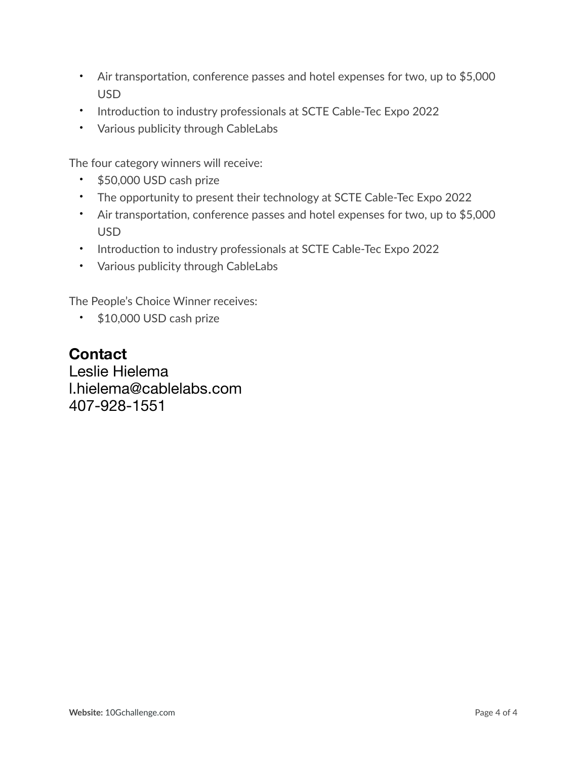- Air transportation, conference passes and hotel expenses for two, up to $5,000 USD
- Introduction to industry professionals at SCTE Cable-Tec Expo 2022
- Various publicity through CableLabs

The four category winners will receive:

- $50,000 USD cash prize
- The opportunity to present their technology at SCTE Cable-Tec Expo 2022
- Air transportation, conference passes and hotel expenses for two, up to $5,000 USD
- Introduction to industry professionals at SCTE Cable-Tec Expo 2022
- Various publicity through CableLabs

The People's Choice Winner receives:

- $10,000 USD cash prize

## Contact

Leslie Hielema
l.hielema@cablelabs.com
407-928-1551

**Website:** 10Gchallenge.com